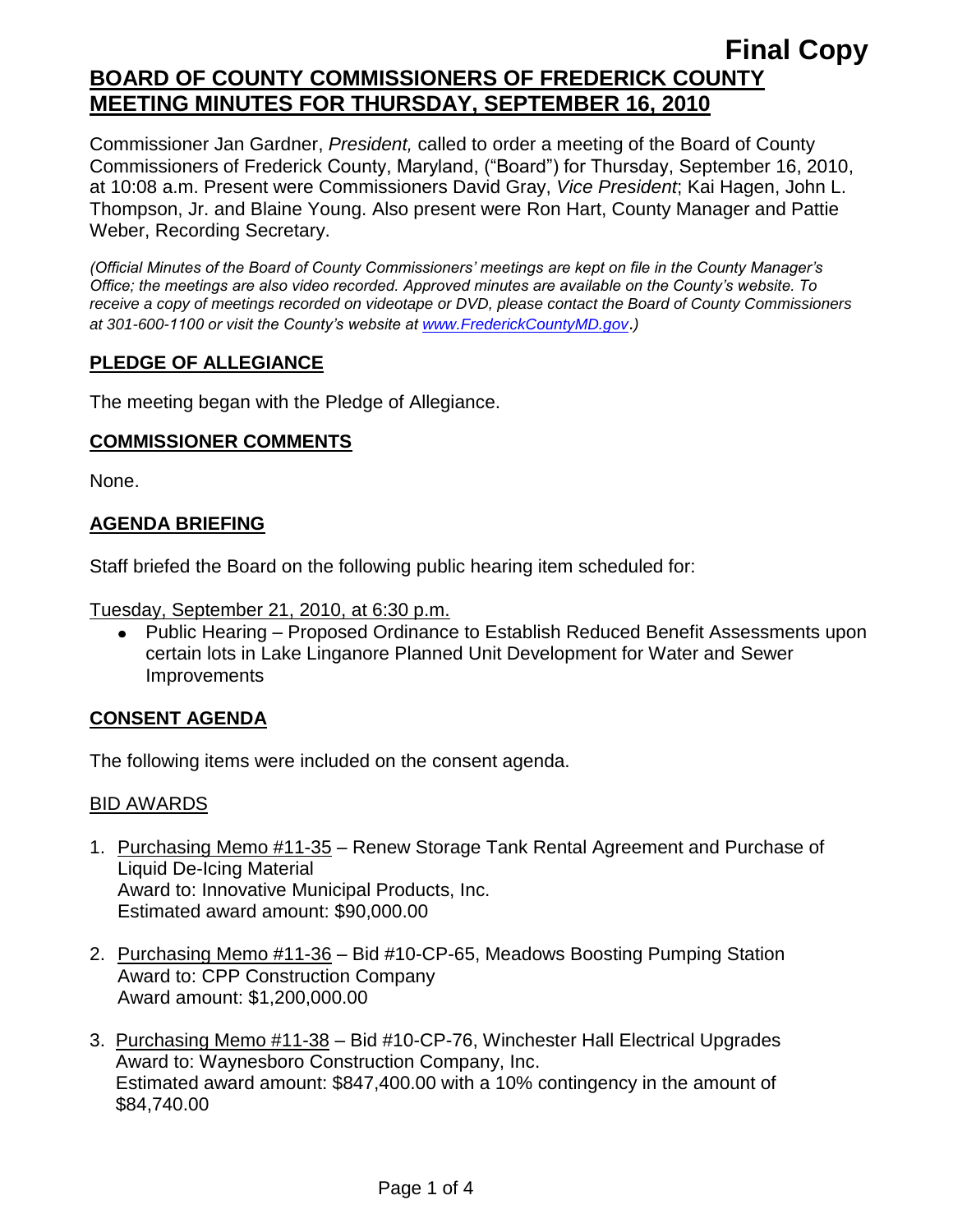**Final Copy**

# BOARD OF COUNTY COMMISSIONERS OF FREDERICK COUNTY MEETING MINUTES FOR THURSDAY, SEPTEMBER 16, 2010

Commissioner Jan Gardner, *President,* called to order a meeting of the Board of County Commissioners of Frederick County, Maryland, ("Board") for Thursday, September 16, 2010, at 10:08 a.m. Present were Commissioners David Gray, *Vice President*; Kai Hagen, John L. Thompson, Jr. and Blaine Young. Also present were Ron Hart, County Manager and Pattie Weber, Recording Secretary.

*(Official Minutes of the Board of County Commissioners' meetings are kept on file in the County Manager's Office; the meetings are also video recorded. Approved minutes are available on the County's website. To receive a copy of meetings recorded on videotape or DVD, please contact the Board of County Commissioners at 301-600-1100 or visit the County's website at www.FrederickCountyMD.gov.)*

## PLEDGE OF ALLEGIANCE

The meeting began with the Pledge of Allegiance.

## COMMISSIONER COMMENTS

None.

## AGENDA BRIEFING

Staff briefed the Board on the following public hearing item scheduled for:

Tuesday, September 21, 2010, at 6:30 p.m.

- Public Hearing – Proposed Ordinance to Establish Reduced Benefit Assessments upon certain lots in Lake Linganore Planned Unit Development for Water and Sewer Improvements

## CONSENT AGENDA

The following items were included on the consent agenda.

BID AWARDS

1. Purchasing Memo #11-35 – Renew Storage Tank Rental Agreement and Purchase of Liquid De-Icing Material
   Award to: Innovative Municipal Products, Inc.
   Estimated award amount: $90,000.00

2. Purchasing Memo #11-36 – Bid #10-CP-65, Meadows Boosting Pumping Station
   Award to: CPP Construction Company
   Award amount: $1,200,000.00

3. Purchasing Memo #11-38 – Bid #10-CP-76, Winchester Hall Electrical Upgrades
   Award to: Waynesboro Construction Company, Inc.
   Estimated award amount: $847,400.00 with a 10% contingency in the amount of $84,740.00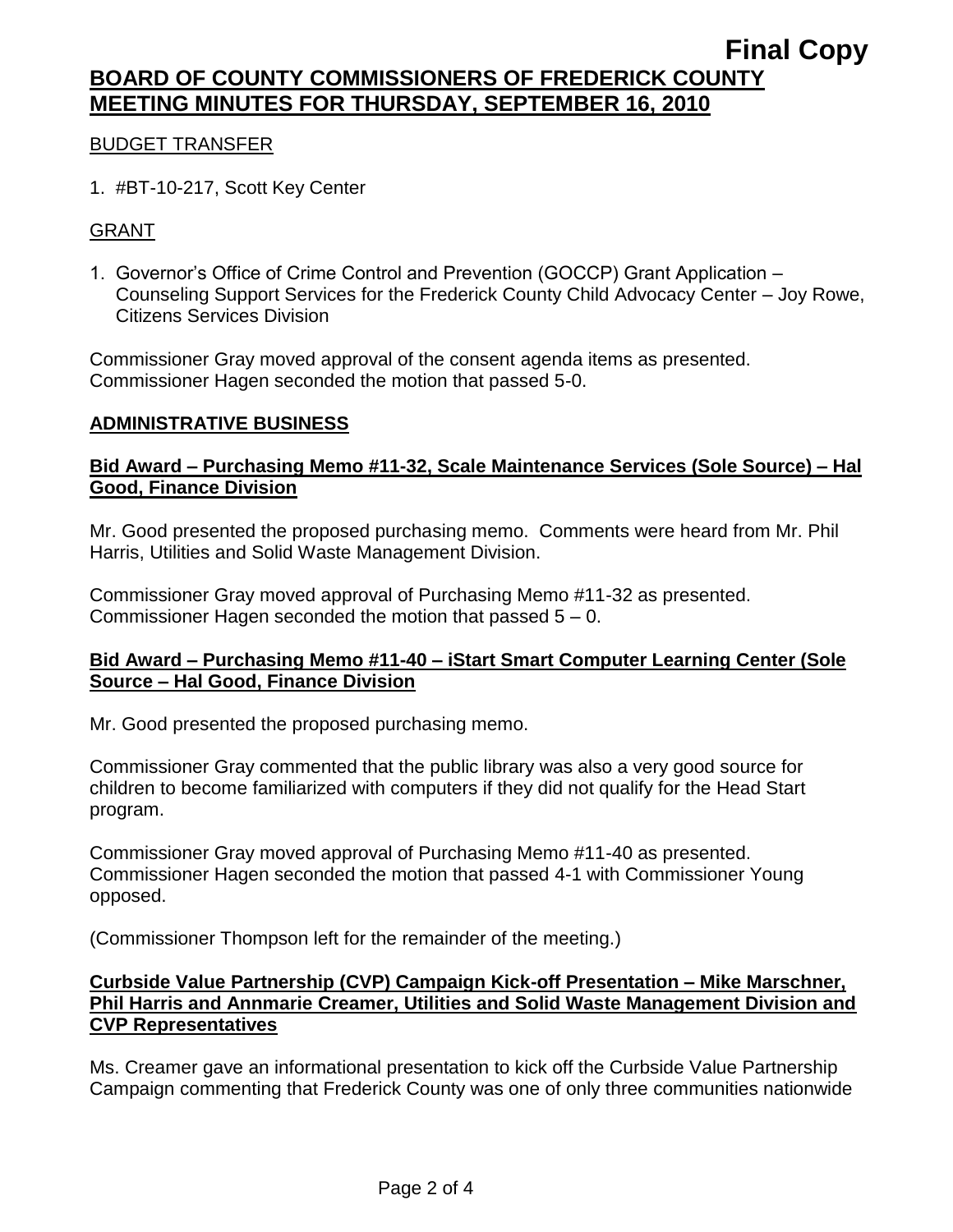BUDGET TRANSFER

1. #BT-10-217, Scott Key Center

GRANT

1. Governor's Office of Crime Control and Prevention (GOCCP) Grant Application – Counseling Support Services for the Frederick County Child Advocacy Center – Joy Rowe, Citizens Services Division

Commissioner Gray moved approval of the consent agenda items as presented. Commissioner Hagen seconded the motion that passed 5-0.

## ADMINISTRATIVE BUSINESS

### Bid Award – Purchasing Memo #11-32, Scale Maintenance Services (Sole Source) – Hal Good, Finance Division

Mr. Good presented the proposed purchasing memo. Comments were heard from Mr. Phil Harris, Utilities and Solid Waste Management Division.

Commissioner Gray moved approval of Purchasing Memo #11-32 as presented. Commissioner Hagen seconded the motion that passed 5 – 0.

### Bid Award – Purchasing Memo #11-40 – iStart Smart Computer Learning Center (Sole Source – Hal Good, Finance Division

Mr. Good presented the proposed purchasing memo.

Commissioner Gray commented that the public library was also a very good source for children to become familiarized with computers if they did not qualify for the Head Start program.

Commissioner Gray moved approval of Purchasing Memo #11-40 as presented. Commissioner Hagen seconded the motion that passed 4-1 with Commissioner Young opposed.

(Commissioner Thompson left for the remainder of the meeting.)

### Curbside Value Partnership (CVP) Campaign Kick-off Presentation – Mike Marschner, Phil Harris and Annmarie Creamer, Utilities and Solid Waste Management Division and CVP Representatives

Ms. Creamer gave an informational presentation to kick off the Curbside Value Partnership Campaign commenting that Frederick County was one of only three communities nationwide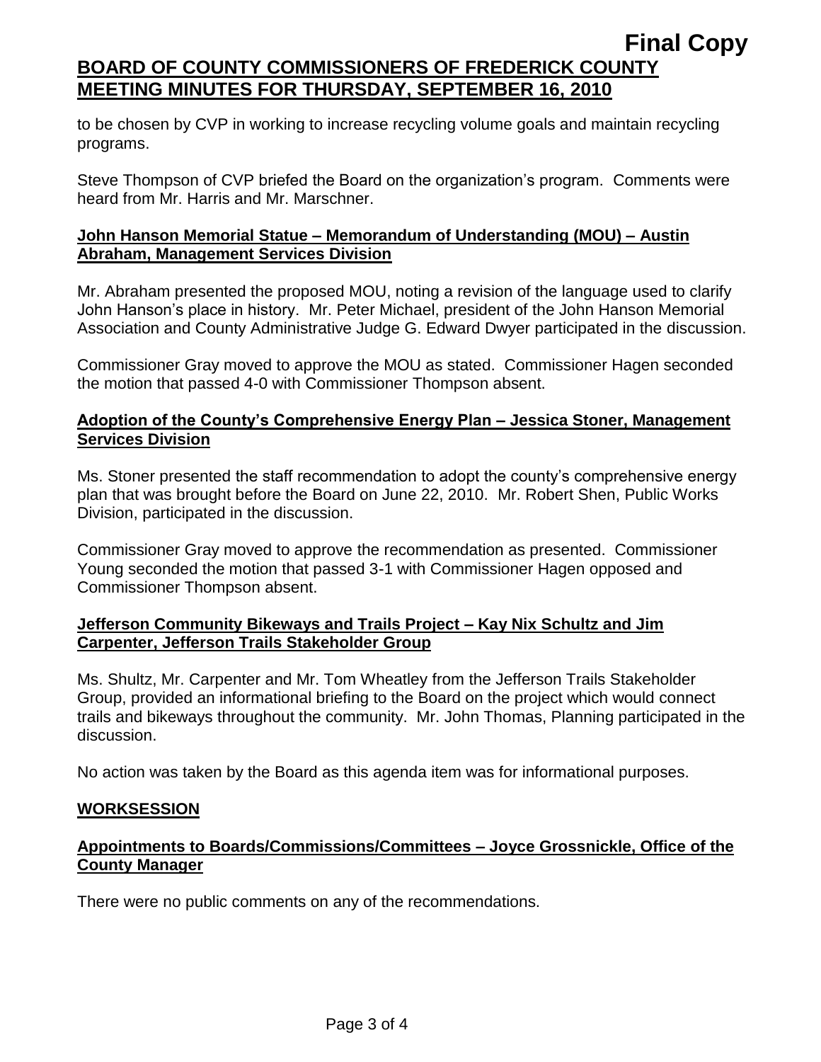to be chosen by CVP in working to increase recycling volume goals and maintain recycling programs.

Steve Thompson of CVP briefed the Board on the organization's program. Comments were heard from Mr. Harris and Mr. Marschner.

**John Hanson Memorial Statue – Memorandum of Understanding (MOU) – Austin Abraham, Management Services Division**

Mr. Abraham presented the proposed MOU, noting a revision of the language used to clarify John Hanson's place in history. Mr. Peter Michael, president of the John Hanson Memorial Association and County Administrative Judge G. Edward Dwyer participated in the discussion.

Commissioner Gray moved to approve the MOU as stated. Commissioner Hagen seconded the motion that passed 4-0 with Commissioner Thompson absent.

**Adoption of the County's Comprehensive Energy Plan – Jessica Stoner, Management Services Division**

Ms. Stoner presented the staff recommendation to adopt the county's comprehensive energy plan that was brought before the Board on June 22, 2010. Mr. Robert Shen, Public Works Division, participated in the discussion.

Commissioner Gray moved to approve the recommendation as presented. Commissioner Young seconded the motion that passed 3-1 with Commissioner Hagen opposed and Commissioner Thompson absent.

**Jefferson Community Bikeways and Trails Project – Kay Nix Schultz and Jim Carpenter, Jefferson Trails Stakeholder Group**

Ms. Shultz, Mr. Carpenter and Mr. Tom Wheatley from the Jefferson Trails Stakeholder Group, provided an informational briefing to the Board on the project which would connect trails and bikeways throughout the community. Mr. John Thomas, Planning participated in the discussion.

No action was taken by the Board as this agenda item was for informational purposes.

## WORKSESSION

**Appointments to Boards/Commissions/Committees – Joyce Grossnickle, Office of the County Manager**

There were no public comments on any of the recommendations.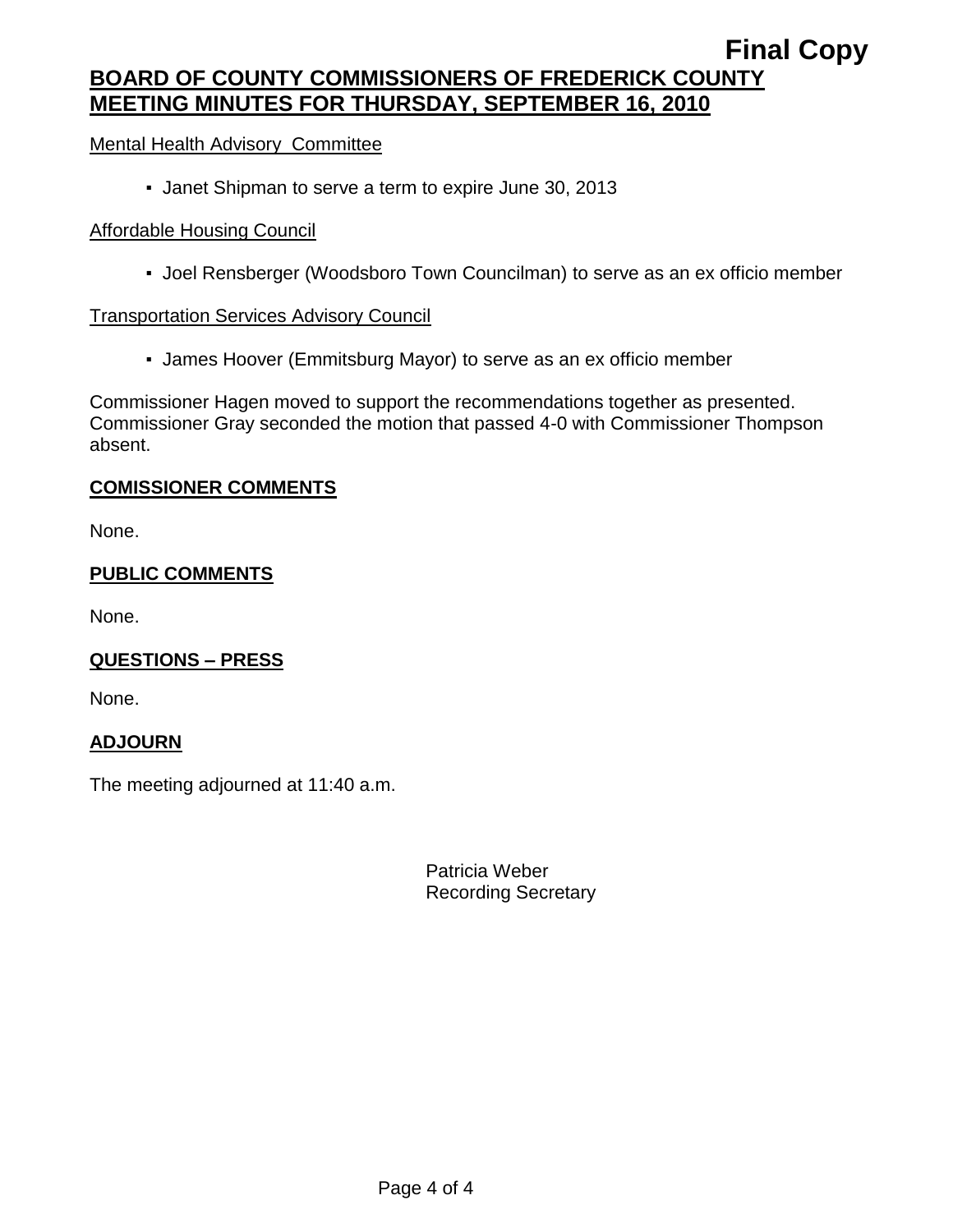Mental Health Advisory Committee

- Janet Shipman to serve a term to expire June 30, 2013

Affordable Housing Council

- Joel Rensberger (Woodsboro Town Councilman) to serve as an ex officio member

Transportation Services Advisory Council

- James Hoover (Emmitsburg Mayor) to serve as an ex officio member

Commissioner Hagen moved to support the recommendations together as presented. Commissioner Gray seconded the motion that passed 4-0 with Commissioner Thompson absent.

## COMISSIONER COMMENTS

None.

## PUBLIC COMMENTS

None.

## QUESTIONS – PRESS

None.

## ADJOURN

The meeting adjourned at 11:40 a.m.

Patricia Weber
Recording Secretary